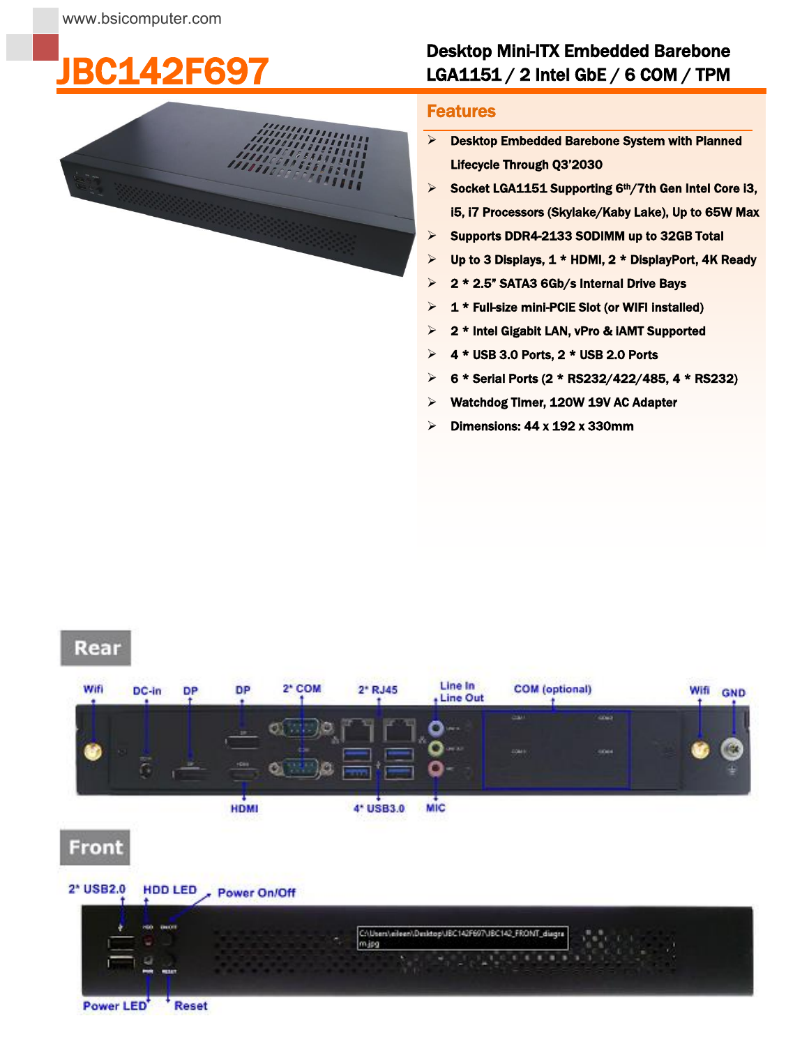www.bsicomputer.com

# JBC142F697

## Desktop Mini-ITX Embedded Barebone LGA1151 / 2 Intel GbE / 6 COM / TPM

## Features

- Desktop Embedded Barebone System with Planned Lifecycle Through Q3'2030
- Socket LGA1151 Supporting 6th/7th Gen Intel Core i3, i5, i7 Processors (Skylake/Kaby Lake), Up to 65W Max
- Supports DDR4-2133 SODIMM up to 32GB Total
- Up to 3 Displays, 1 * HDMI, 2 * DisplayPort, 4K Ready
- 2 * 2.5" SATA3 6Gb/s Internal Drive Bays
- 1 * Full-size mini-PCIE Slot (or WIFI installed)
- 2 * Intel Gigabit LAN, vPro & iAMT Supported
- 4 * USB 3.0 Ports, 2 * USB 2.0 Ports
- 6 * Serial Ports (2 * RS232/422/485, 4 * RS232)
- Watchdog Timer, 120W 19V AC Adapter
- Dimensions: 44 x 192 x 330mm

## Rear

Wifi, DC-in, DP, DP, 2* COM, 2* RJ45, Line In, Line Out, COM (optional), Wifi, GND, HDMI, 4* USB3.0, MIC

## Front

2* USB2.0, HDD LED, Power On/Off, Power LED, Reset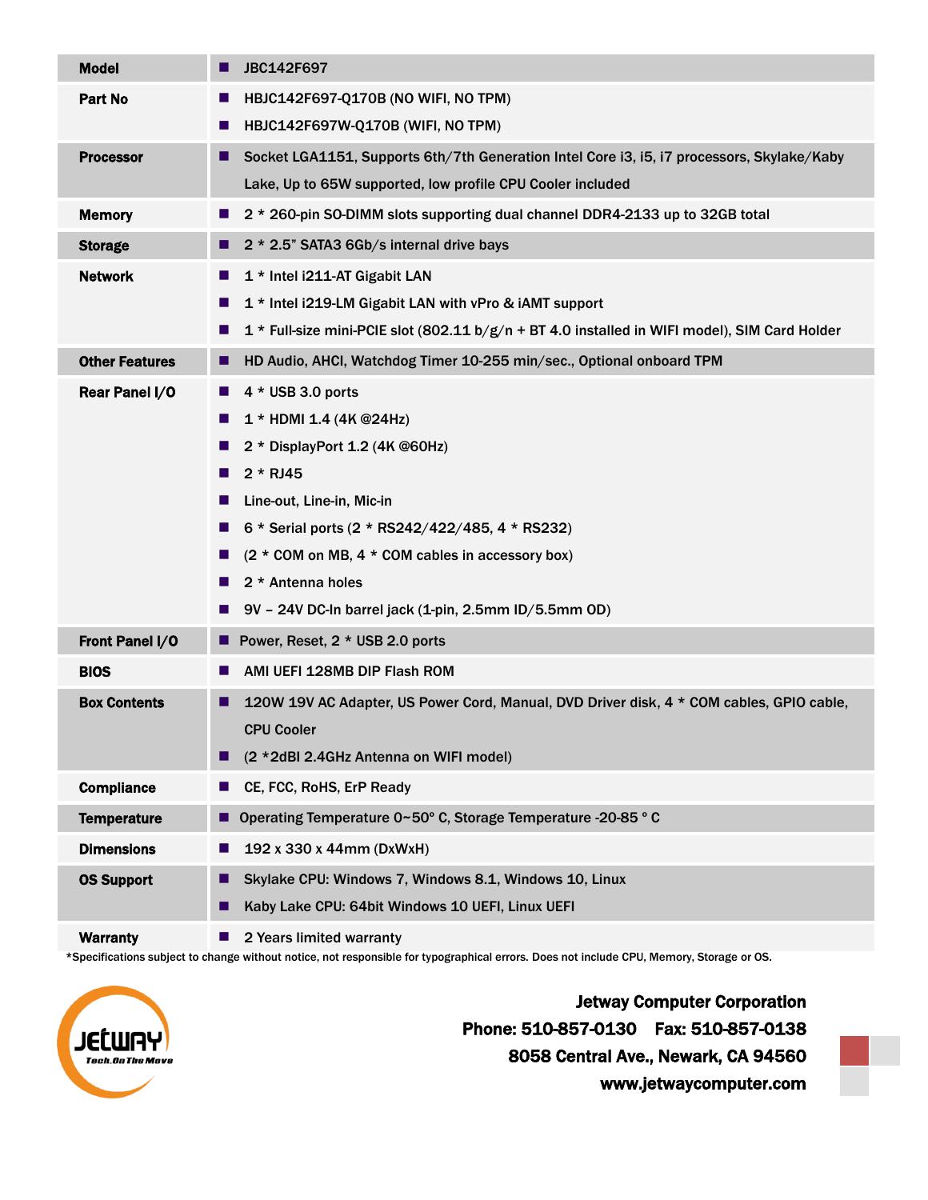| | |
|---|---|
| **Model** | JBC142F697 |
| **Part No** | HBJC142F697-Q170B (NO WIFI, NO TPM)<br>HBJC142F697W-Q170B (WIFI, NO TPM) |
| **Processor** | Socket LGA1151, Supports 6th/7th Generation Intel Core i3, i5, i7 processors, Skylake/Kaby Lake, Up to 65W supported, low profile CPU Cooler included |
| **Memory** | 2 * 260-pin SO-DIMM slots supporting dual channel DDR4-2133 up to 32GB total |
| **Storage** | 2 * 2.5" SATA3 6Gb/s internal drive bays |
| **Network** | 1 * Intel i211-AT Gigabit LAN<br>1 * Intel i219-LM Gigabit LAN with vPro & iAMT support<br>1 * Full-size mini-PCIE slot (802.11 b/g/n + BT 4.0 installed in WIFI model), SIM Card Holder |
| **Other Features** | HD Audio, AHCI, Watchdog Timer 10-255 min/sec., Optional onboard TPM |
| **Rear Panel I/O** | 4 * USB 3.0 ports<br>1 * HDMI 1.4 (4K @24Hz)<br>2 * DisplayPort 1.2 (4K @60Hz)<br>2 * RJ45<br>Line-out, Line-in, Mic-in<br>6 * Serial ports (2 * RS242/422/485, 4 * RS232)<br>(2 * COM on MB, 4 * COM cables in accessory box)<br>2 * Antenna holes<br>9V – 24V DC-In barrel jack (1-pin, 2.5mm ID/5.5mm OD) |
| **Front Panel I/O** | Power, Reset, 2 * USB 2.0 ports |
| **BIOS** | AMI UEFI 128MB DIP Flash ROM |
| **Box Contents** | 120W 19V AC Adapter, US Power Cord, Manual, DVD Driver disk, 4 * COM cables, GPIO cable, CPU Cooler<br>(2 *2dBI 2.4GHz Antenna on WIFI model) |
| **Compliance** | CE, FCC, RoHS, ErP Ready |
| **Temperature** | Operating Temperature 0~50° C, Storage Temperature -20-85 ° C |
| **Dimensions** | 192 x 330 x 44mm (DxWxH) |
| **OS Support** | Skylake CPU: Windows 7, Windows 8.1, Windows 10, Linux<br>Kaby Lake CPU: 64bit Windows 10 UEFI, Linux UEFI |
| **Warranty** | 2 Years limited warranty |

*Specifications subject to change without notice, not responsible for typographical errors. Does not include CPU, Memory, Storage or OS.

JETWAY
Tech.On The Move

**Jetway Computer Corporation**
**Phone: 510-857-0130 Fax: 510-857-0138**
**8058 Central Ave., Newark, CA 94560**
**www.jetwaycomputer.com**